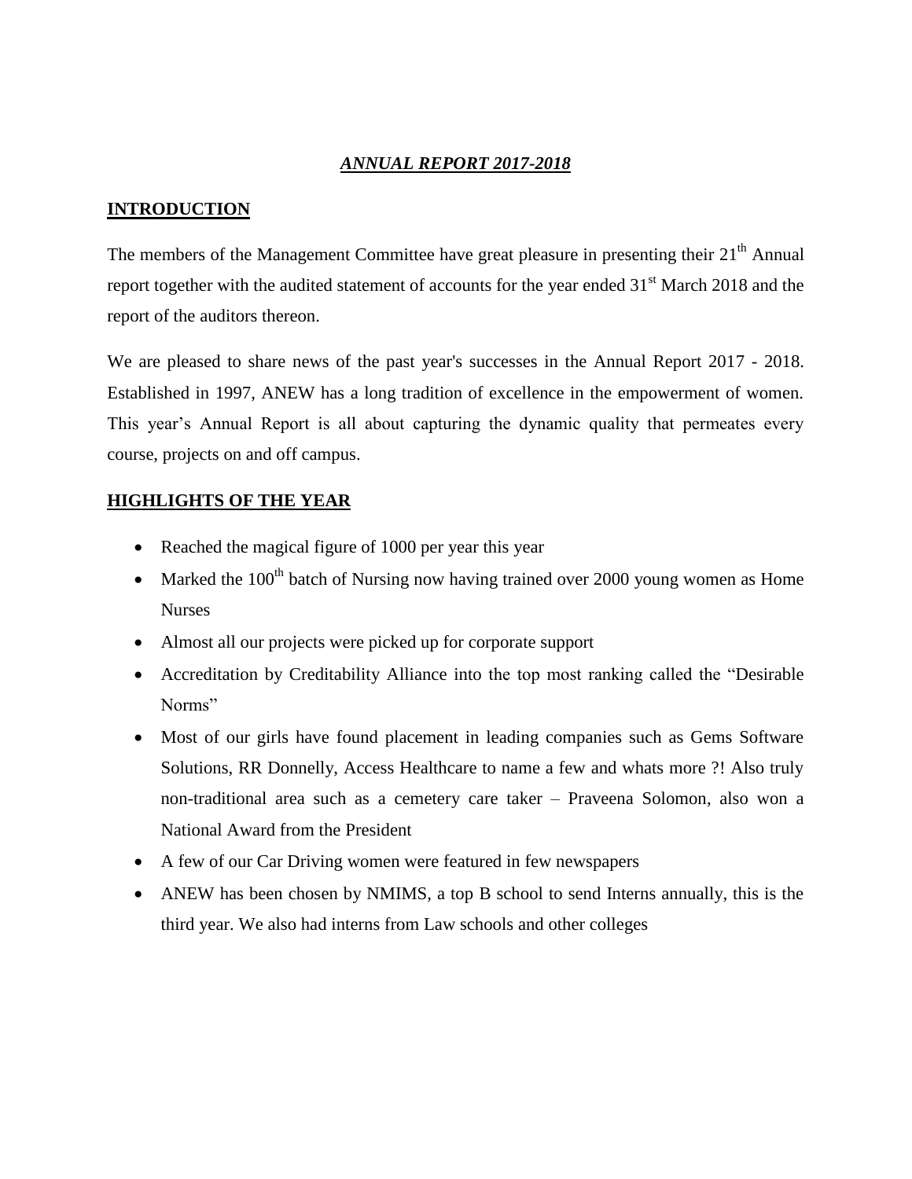# *ANNUAL REPORT 2017-2018*

## INTRODUCTION

The members of the Management Committee have great pleasure in presenting their 21th Annual report together with the audited statement of accounts for the year ended 31st March 2018 and the report of the auditors thereon.

We are pleased to share news of the past year's successes in the Annual Report 2017 - 2018. Established in 1997, ANEW has a long tradition of excellence in the empowerment of women. This year's Annual Report is all about capturing the dynamic quality that permeates every course, projects on and off campus.

## HIGHLIGHTS OF THE YEAR

- Reached the magical figure of 1000 per year this year
- Marked the 100th batch of Nursing now having trained over 2000 young women as Home Nurses
- Almost all our projects were picked up for corporate support
- Accreditation by Creditability Alliance into the top most ranking called the "Desirable Norms"
- Most of our girls have found placement in leading companies such as Gems Software Solutions, RR Donnelly, Access Healthcare to name a few and whats more ?! Also truly non-traditional area such as a cemetery care taker – Praveena Solomon, also won a National Award from the President
- A few of our Car Driving women were featured in few newspapers
- ANEW has been chosen by NMIMS, a top B school to send Interns annually, this is the third year. We also had interns from Law schools and other colleges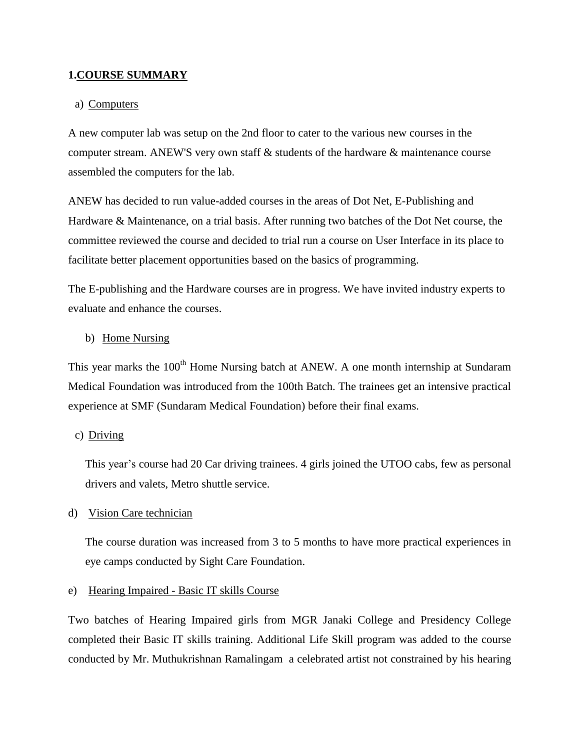## 1.COURSE SUMMARY

a) Computers

A new computer lab was setup on the 2nd floor to cater to the various new courses in the computer stream. ANEW'S very own staff & students of the hardware & maintenance course assembled the computers for the lab.

ANEW has decided to run value-added courses in the areas of Dot Net, E-Publishing and Hardware & Maintenance, on a trial basis. After running two batches of the Dot Net course, the committee reviewed the course and decided to trial run a course on User Interface in its place to facilitate better placement opportunities based on the basics of programming.

The E-publishing and the Hardware courses are in progress. We have invited industry experts to evaluate and enhance the courses.

b) Home Nursing

This year marks the 100th Home Nursing batch at ANEW. A one month internship at Sundaram Medical Foundation was introduced from the 100th Batch. The trainees get an intensive practical experience at SMF (Sundaram Medical Foundation) before their final exams.

c) Driving

This year's course had 20 Car driving trainees. 4 girls joined the UTOO cabs, few as personal drivers and valets, Metro shuttle service.

d) Vision Care technician

The course duration was increased from 3 to 5 months to have more practical experiences in eye camps conducted by Sight Care Foundation.

e) Hearing Impaired - Basic IT skills Course

Two batches of Hearing Impaired girls from MGR Janaki College and Presidency College completed their Basic IT skills training. Additional Life Skill program was added to the course conducted by Mr. Muthukrishnan Ramalingam a celebrated artist not constrained by his hearing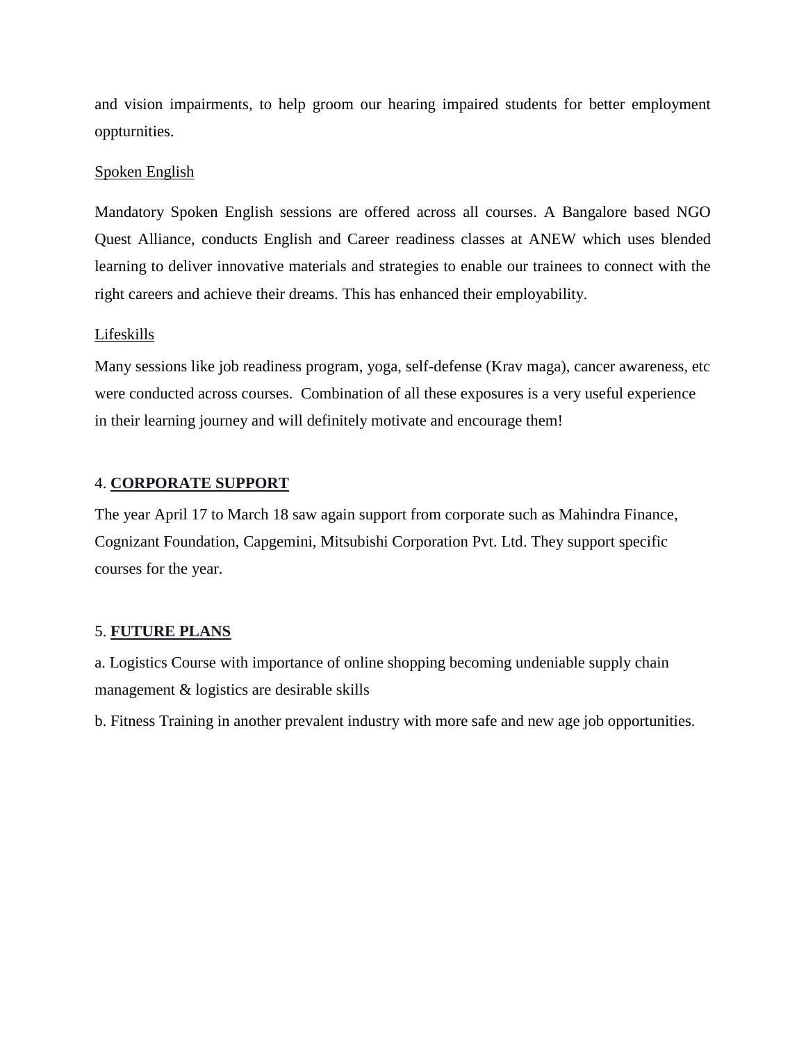and vision impairments, to help groom our hearing impaired students for better employment oppturnities.

Spoken English

Mandatory Spoken English sessions are offered across all courses. A Bangalore based NGO Quest Alliance, conducts English and Career readiness classes at ANEW which uses blended learning to deliver innovative materials and strategies to enable our trainees to connect with the right careers and achieve their dreams. This has enhanced their employability.

Lifeskills

Many sessions like job readiness program, yoga, self-defense (Krav maga), cancer awareness, etc were conducted across courses. Combination of all these exposures is a very useful experience in their learning journey and will definitely motivate and encourage them!

## 4. **CORPORATE SUPPORT**

The year April 17 to March 18 saw again support from corporate such as Mahindra Finance, Cognizant Foundation, Capgemini, Mitsubishi Corporation Pvt. Ltd. They support specific courses for the year.

## 5. **FUTURE PLANS**

a. Logistics Course with importance of online shopping becoming undeniable supply chain management & logistics are desirable skills

b. Fitness Training in another prevalent industry with more safe and new age job opportunities.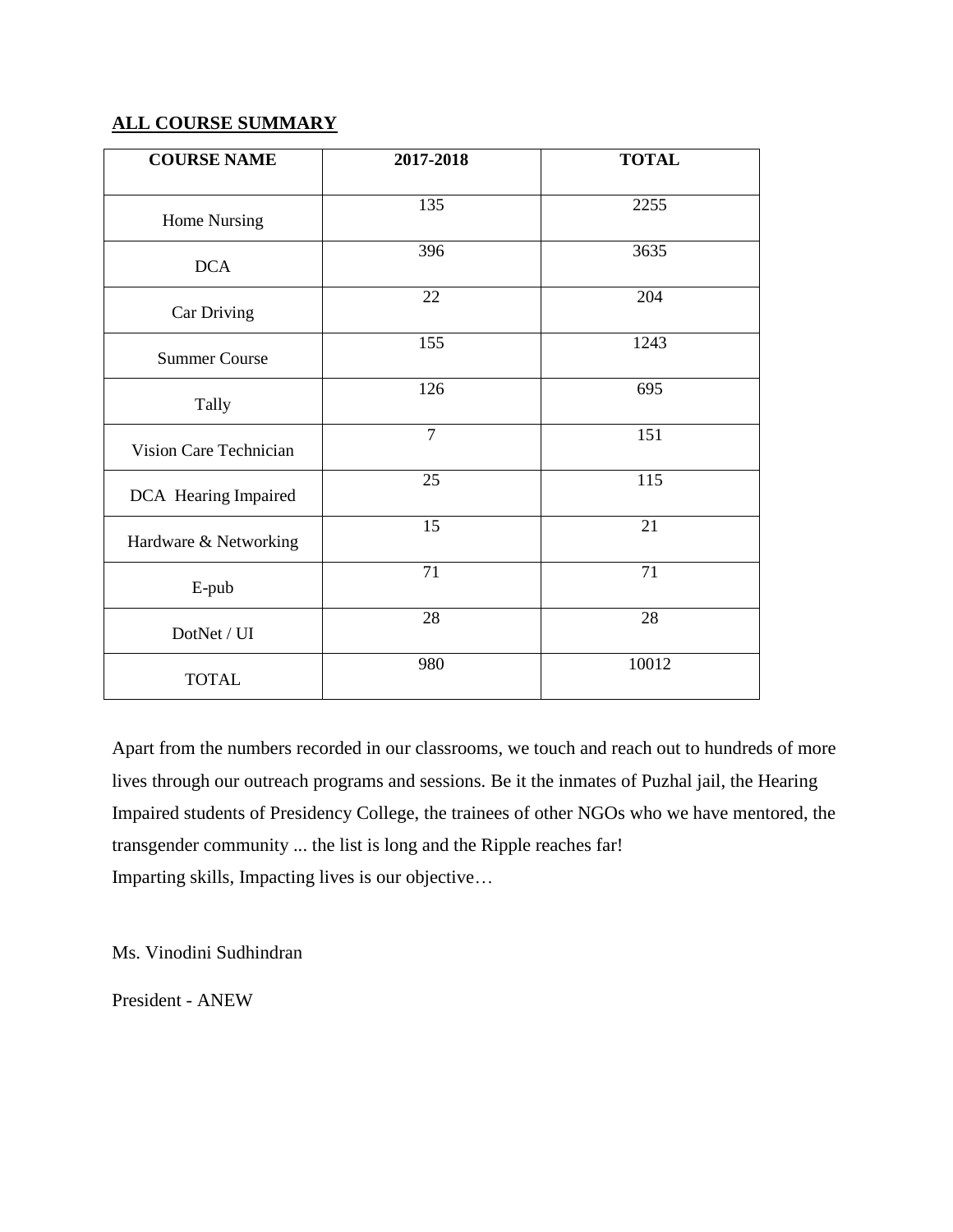## ALL COURSE SUMMARY

| COURSE NAME | 2017-2018 | TOTAL |
|---|---|---|
| Home Nursing | 135 | 2255 |
| DCA | 396 | 3635 |
| Car Driving | 22 | 204 |
| Summer Course | 155 | 1243 |
| Tally | 126 | 695 |
| Vision Care Technician | 7 | 151 |
| DCA Hearing Impaired | 25 | 115 |
| Hardware & Networking | 15 | 21 |
| E-pub | 71 | 71 |
| DotNet / UI | 28 | 28 |
| TOTAL | 980 | 10012 |

Apart from the numbers recorded in our classrooms, we touch and reach out to hundreds of more lives through our outreach programs and sessions. Be it the inmates of Puzhal jail, the Hearing Impaired students of Presidency College, the trainees of other NGOs who we have mentored, the transgender community ... the list is long and the Ripple reaches far!
Imparting skills, Impacting lives is our objective…

Ms. Vinodini Sudhindran

President - ANEW